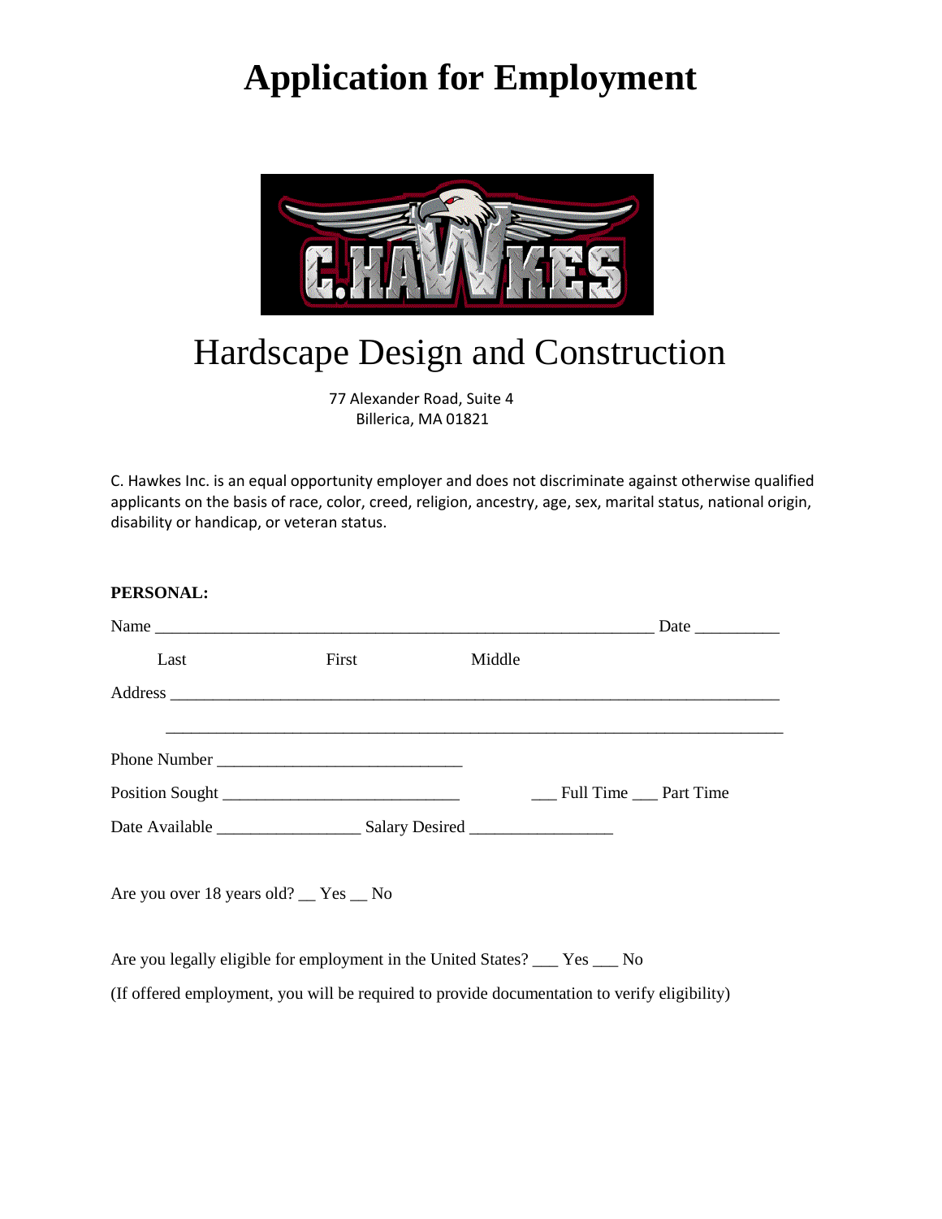# Application for Employment

Hardscape Design and Construction

77 Alexander Road, Suite 4
Billerica, MA 01821

C. Hawkes Inc. is an equal opportunity employer and does not discriminate against otherwise qualified applicants on the basis of race, color, creed, religion, ancestry, age, sex, marital status, national origin, disability or handicap, or veteran status.

**PERSONAL:**

Name _____________________________________________________________ Date __________

Last First Middle

Address ____________________________________________________________________________

____________________________________________________________________________

Phone Number ______________________________

Position Sought _____________________________ ___ Full Time ___ Part Time

Date Available _________________ Salary Desired _________________

Are you over 18 years old? __ Yes __ No

Are you legally eligible for employment in the United States? ___ Yes ___ No

(If offered employment, you will be required to provide documentation to verify eligibility)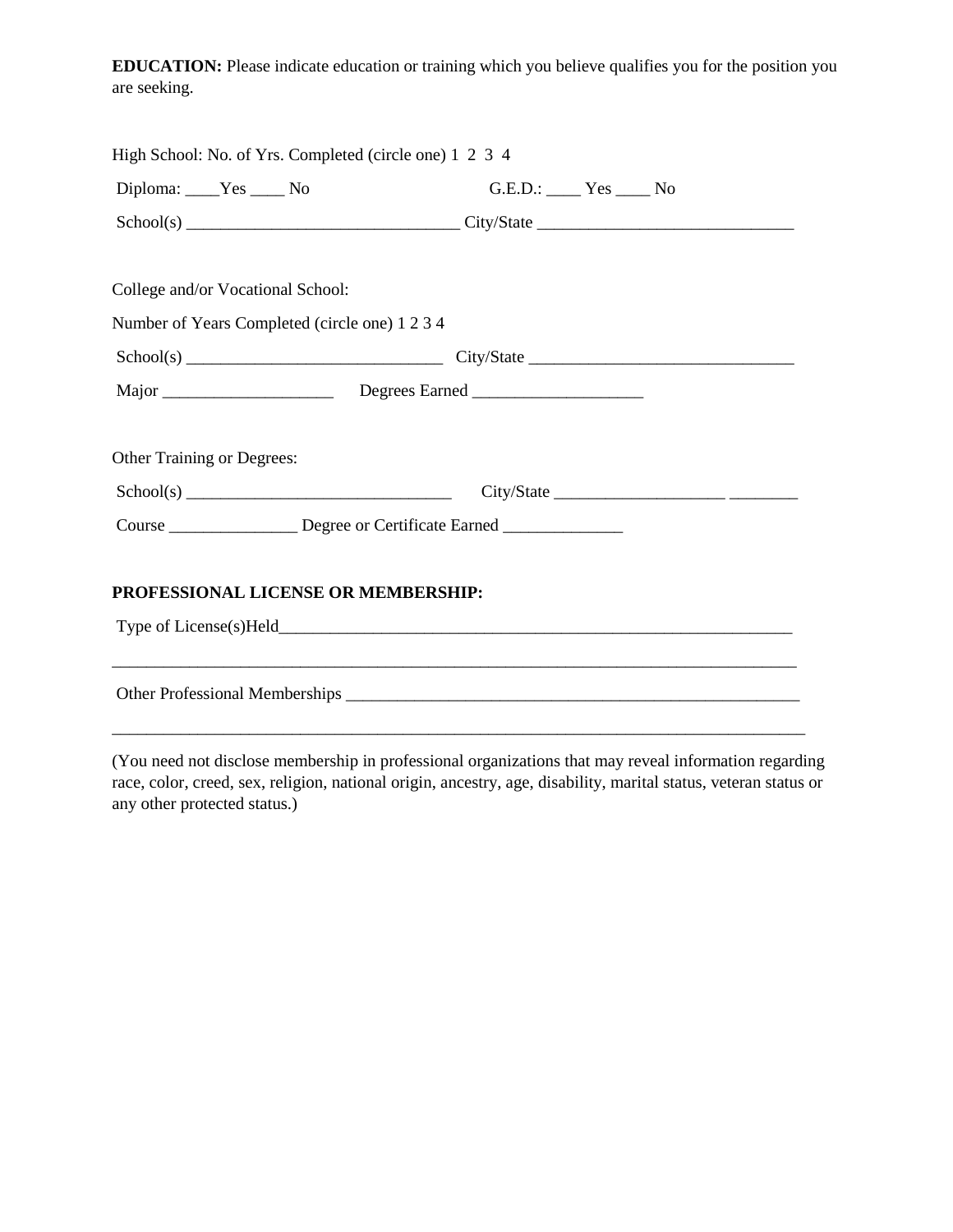**EDUCATION:** Please indicate education or training which you believe qualifies you for the position you are seeking.

High School: No. of Yrs. Completed (circle one) 1 2 3 4

Diploma: ____Yes ____ No G.E.D.: ____ Yes ____ No

School(s) ________________________________ City/State ______________________________

College and/or Vocational School:

Number of Years Completed (circle one) 1 2 3 4

School(s) ______________________________ City/State _______________________________

Major ____________________ Degrees Earned ____________________

Other Training or Degrees:

School(s) _______________________________ City/State ____________________ ________

Course _______________ Degree or Certificate Earned ______________

**PROFESSIONAL LICENSE OR MEMBERSHIP:**

Type of License(s)Held_______________________________________________________________

_________________________________________________________________________________

Other Professional Memberships ______________________________________________________

_________________________________________________________________________________

(You need not disclose membership in professional organizations that may reveal information regarding race, color, creed, sex, religion, national origin, ancestry, age, disability, marital status, veteran status or any other protected status.)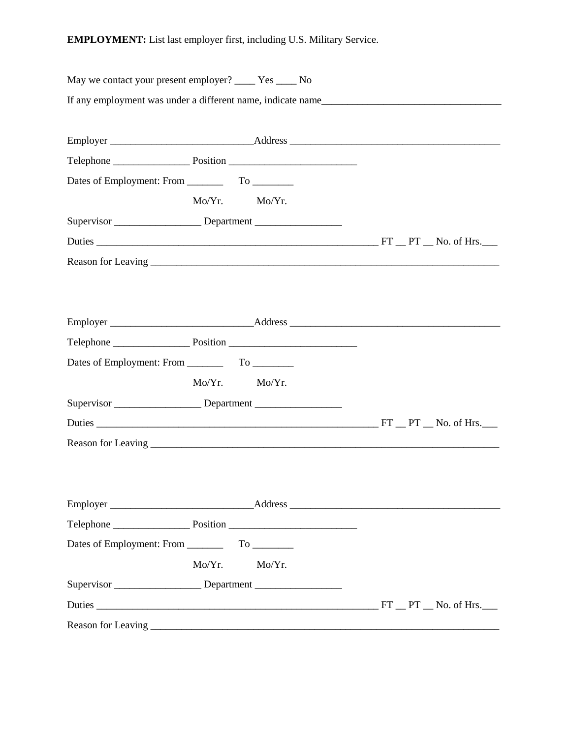**EMPLOYMENT:** List last employer first, including U.S. Military Service.

May we contact your present employer? ____ Yes ____ No

If any employment was under a different name, indicate name___________________________________

Employer ___________________________Address _________________________________________

Telephone _______________ Position _________________________

Dates of Employment: From _______ To ________

Mo/Yr. Mo/Yr.

Supervisor _________________ Department _________________

Duties _________________________________________________________ FT __ PT __ No. of Hrs.___

Reason for Leaving _______________________________________________________________________

Employer ___________________________Address _________________________________________

Telephone _______________ Position _________________________

Dates of Employment: From _______ To ________

Mo/Yr. Mo/Yr.

Supervisor _________________ Department _________________

Duties _________________________________________________________ FT __ PT __ No. of Hrs.___

Reason for Leaving _______________________________________________________________________

Employer ___________________________Address _________________________________________

Telephone _______________ Position _________________________

Dates of Employment: From _______ To ________

Mo/Yr. Mo/Yr.

Supervisor _________________ Department _________________

Duties _________________________________________________________ FT __ PT __ No. of Hrs.___

Reason for Leaving _______________________________________________________________________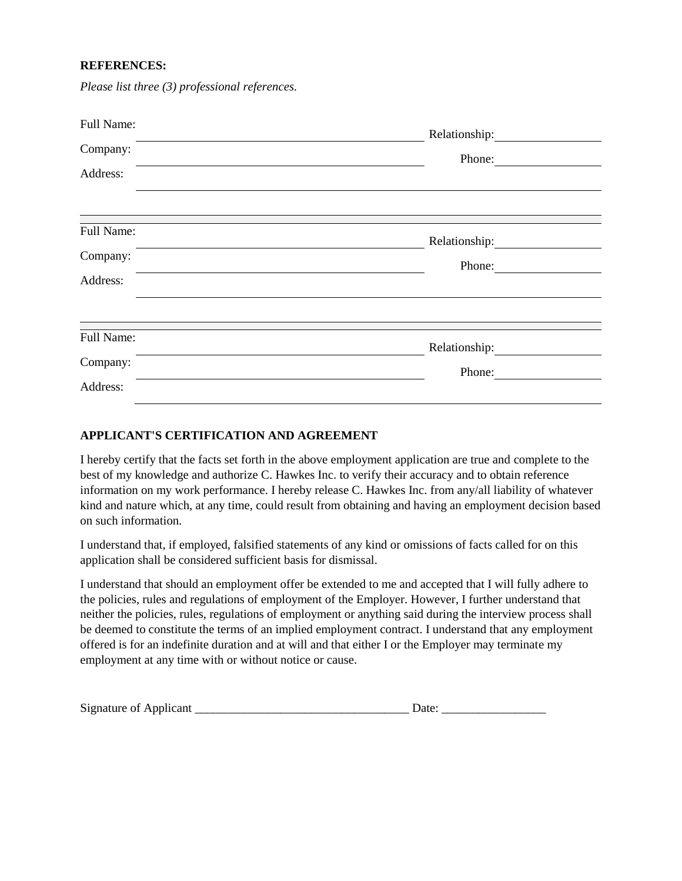**REFERENCES:**

*Please list three (3) professional references.*

Full Name: \_\_\_\_\_\_\_\_\_\_\_\_\_\_\_\_\_\_\_\_\_\_\_\_\_\_\_\_\_\_\_\_\_\_\_\_\_\_\_\_ Relationship: \_\_\_\_\_\_\_\_\_\_\_\_\_\_\_\_

Company: \_\_\_\_\_\_\_\_\_\_\_\_\_\_\_\_\_\_\_\_\_\_\_\_\_\_\_\_\_\_\_\_\_\_\_\_\_\_\_\_ Phone: \_\_\_\_\_\_\_\_\_\_\_\_\_\_\_\_

Address: \_\_\_\_\_\_\_\_\_\_\_\_\_\_\_\_\_\_\_\_\_\_\_\_\_\_\_\_\_\_\_\_\_\_\_\_\_\_\_\_\_\_\_\_\_\_\_\_\_\_\_\_\_\_\_\_\_\_\_\_\_\_

---

Full Name: \_\_\_\_\_\_\_\_\_\_\_\_\_\_\_\_\_\_\_\_\_\_\_\_\_\_\_\_\_\_\_\_\_\_\_\_\_\_\_\_ Relationship: \_\_\_\_\_\_\_\_\_\_\_\_\_\_\_\_

Company: \_\_\_\_\_\_\_\_\_\_\_\_\_\_\_\_\_\_\_\_\_\_\_\_\_\_\_\_\_\_\_\_\_\_\_\_\_\_\_\_ Phone: \_\_\_\_\_\_\_\_\_\_\_\_\_\_\_\_

Address: \_\_\_\_\_\_\_\_\_\_\_\_\_\_\_\_\_\_\_\_\_\_\_\_\_\_\_\_\_\_\_\_\_\_\_\_\_\_\_\_\_\_\_\_\_\_\_\_\_\_\_\_\_\_\_\_\_\_\_\_\_\_

---

Full Name: \_\_\_\_\_\_\_\_\_\_\_\_\_\_\_\_\_\_\_\_\_\_\_\_\_\_\_\_\_\_\_\_\_\_\_\_\_\_\_\_ Relationship: \_\_\_\_\_\_\_\_\_\_\_\_\_\_\_\_

Company: \_\_\_\_\_\_\_\_\_\_\_\_\_\_\_\_\_\_\_\_\_\_\_\_\_\_\_\_\_\_\_\_\_\_\_\_\_\_\_\_ Phone: \_\_\_\_\_\_\_\_\_\_\_\_\_\_\_\_

Address: \_\_\_\_\_\_\_\_\_\_\_\_\_\_\_\_\_\_\_\_\_\_\_\_\_\_\_\_\_\_\_\_\_\_\_\_\_\_\_\_\_\_\_\_\_\_\_\_\_\_\_\_\_\_\_\_\_\_\_\_\_\_

**APPLICANT'S CERTIFICATION AND AGREEMENT**

I hereby certify that the facts set forth in the above employment application are true and complete to the best of my knowledge and authorize C. Hawkes Inc. to verify their accuracy and to obtain reference information on my work performance. I hereby release C. Hawkes Inc. from any/all liability of whatever kind and nature which, at any time, could result from obtaining and having an employment decision based on such information.

I understand that, if employed, falsified statements of any kind or omissions of facts called for on this application shall be considered sufficient basis for dismissal.

I understand that should an employment offer be extended to me and accepted that I will fully adhere to the policies, rules and regulations of employment of the Employer. However, I further understand that neither the policies, rules, regulations of employment or anything said during the interview process shall be deemed to constitute the terms of an implied employment contract. I understand that any employment offered is for an indefinite duration and at will and that either I or the Employer may terminate my employment at any time with or without notice or cause.

Signature of Applicant \_\_\_\_\_\_\_\_\_\_\_\_\_\_\_\_\_\_\_\_\_\_\_\_\_\_\_\_\_\_\_\_\_\_\_ Date: \_\_\_\_\_\_\_\_\_\_\_\_\_\_\_\_\_